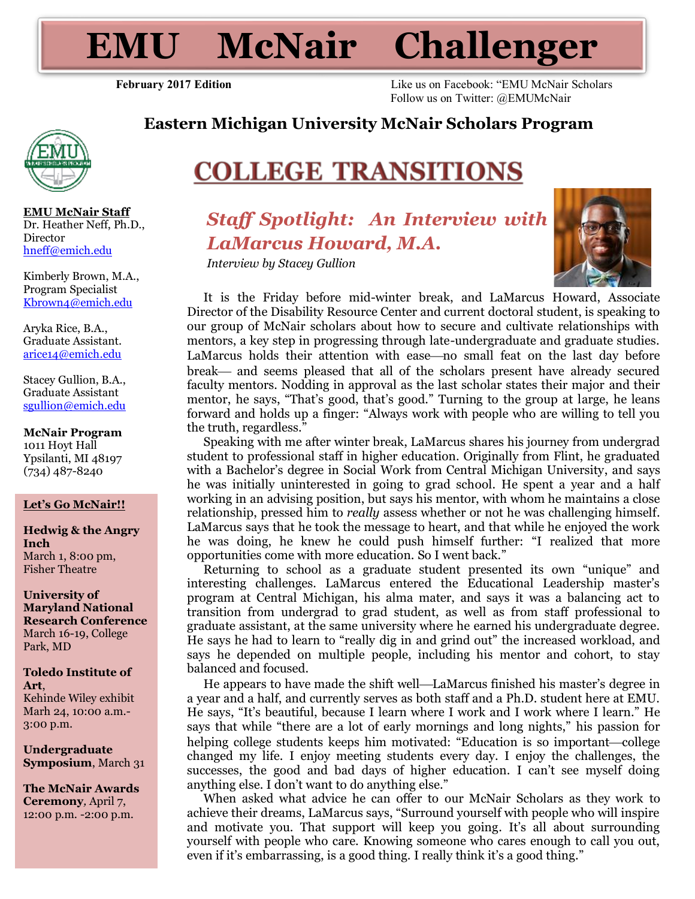# EMU McNair Challenger

**February 2017 Edition**

Like us on Facebook: "EMU McNair Scholars
Follow us on Twitter: @EMUMcNair

## Eastern Michigan University McNair Scholars Program

**EMU McNair Staff**

Dr. Heather Neff, Ph.D., Director
hneff@emich.edu

Kimberly Brown, M.A., Program Specialist
Kbrown4@emich.edu

Aryka Rice, B.A., Graduate Assistant.
arice14@emich.edu

Stacey Gullion, B.A., Graduate Assistant
sgullion@emich.edu

**McNair Program**
1011 Hoyt Hall
Ypsilanti, MI 48197
(734) 487-8240

**Let's Go McNair!!**

**Hedwig & the Angry Inch**
March 1, 8:00 pm, Fisher Theatre

**University of Maryland National Research Conference**
March 16-19, College Park, MD

**Toledo Institute of Art**,
Kehinde Wiley exhibit
Marh 24, 10:00 a.m.-3:00 p.m.

**Undergraduate Symposium**, March 31

**The McNair Awards Ceremony**, April 7, 12:00 p.m. -2:00 p.m.

# COLLEGE TRANSITIONS

## *Staff Spotlight: An Interview with LaMarcus Howard, M.A.*

*Interview by Stacey Gullion*

It is the Friday before mid-winter break, and LaMarcus Howard, Associate Director of the Disability Resource Center and current doctoral student, is speaking to our group of McNair scholars about how to secure and cultivate relationships with mentors, a key step in progressing through late-undergraduate and graduate studies. LaMarcus holds their attention with ease—no small feat on the last day before break— and seems pleased that all of the scholars present have already secured faculty mentors. Nodding in approval as the last scholar states their major and their mentor, he says, "That's good, that's good." Turning to the group at large, he leans forward and holds up a finger: "Always work with people who are willing to tell you the truth, regardless."

Speaking with me after winter break, LaMarcus shares his journey from undergrad student to professional staff in higher education. Originally from Flint, he graduated with a Bachelor's degree in Social Work from Central Michigan University, and says he was initially uninterested in going to grad school. He spent a year and a half working in an advising position, but says his mentor, with whom he maintains a close relationship, pressed him to *really* assess whether or not he was challenging himself. LaMarcus says that he took the message to heart, and that while he enjoyed the work he was doing, he knew he could push himself further: "I realized that more opportunities come with more education. So I went back."

Returning to school as a graduate student presented its own "unique" and interesting challenges. LaMarcus entered the Educational Leadership master's program at Central Michigan, his alma mater, and says it was a balancing act to transition from undergrad to grad student, as well as from staff professional to graduate assistant, at the same university where he earned his undergraduate degree. He says he had to learn to "really dig in and grind out" the increased workload, and says he depended on multiple people, including his mentor and cohort, to stay balanced and focused.

He appears to have made the shift well—LaMarcus finished his master's degree in a year and a half, and currently serves as both staff and a Ph.D. student here at EMU. He says, "It's beautiful, because I learn where I work and I work where I learn." He says that while "there are a lot of early mornings and long nights," his passion for helping college students keeps him motivated: "Education is so important—college changed my life. I enjoy meeting students every day. I enjoy the challenges, the successes, the good and bad days of higher education. I can't see myself doing anything else. I don't want to do anything else."

When asked what advice he can offer to our McNair Scholars as they work to achieve their dreams, LaMarcus says, "Surround yourself with people who will inspire and motivate you. That support will keep you going. It's all about surrounding yourself with people who care. Knowing someone who cares enough to call you out, even if it's embarrassing, is a good thing. I really think it's a good thing."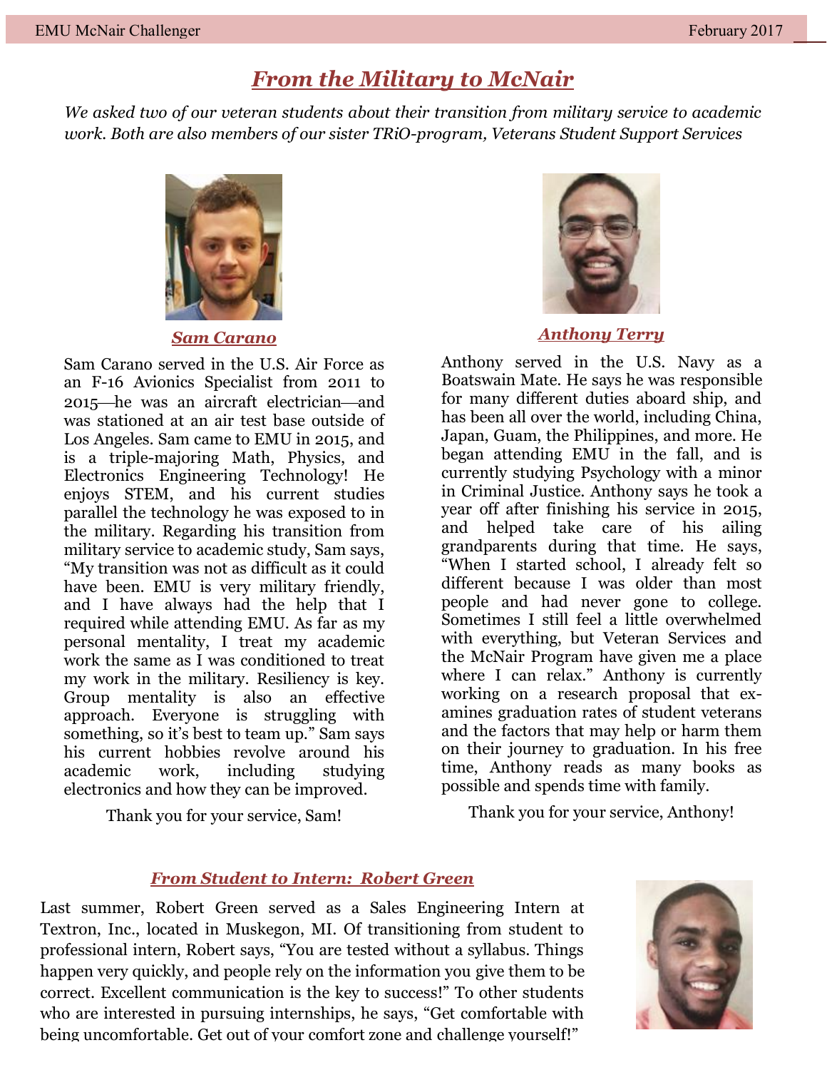# From the Military to McNair

*We asked two of our veteran students about their transition from military service to academic work. Both are also members of our sister TRiO-program, Veterans Student Support Services*

## Sam Carano

Sam Carano served in the U.S. Air Force as an F-16 Avionics Specialist from 2011 to 2015—he was an aircraft electrician—and was stationed at an air test base outside of Los Angeles. Sam came to EMU in 2015, and is a triple-majoring Math, Physics, and Electronics Engineering Technology! He enjoys STEM, and his current studies parallel the technology he was exposed to in the military. Regarding his transition from military service to academic study, Sam says, "My transition was not as difficult as it could have been. EMU is very military friendly, and I have always had the help that I required while attending EMU. As far as my personal mentality, I treat my academic work the same as I was conditioned to treat my work in the military. Resiliency is key. Group mentality is also an effective approach. Everyone is struggling with something, so it's best to team up." Sam says his current hobbies revolve around his academic work, including studying electronics and how they can be improved.

Thank you for your service, Sam!

## Anthony Terry

Anthony served in the U.S. Navy as a Boatswain Mate. He says he was responsible for many different duties aboard ship, and has been all over the world, including China, Japan, Guam, the Philippines, and more. He began attending EMU in the fall, and is currently studying Psychology with a minor in Criminal Justice. Anthony says he took a year off after finishing his service in 2015, and helped take care of his ailing grandparents during that time. He says, "When I started school, I already felt so different because I was older than most people and had never gone to college. Sometimes I still feel a little overwhelmed with everything, but Veteran Services and the McNair Program have given me a place where I can relax." Anthony is currently working on a research proposal that examines graduation rates of student veterans and the factors that may help or harm them on their journey to graduation. In his free time, Anthony reads as many books as possible and spends time with family.

Thank you for your service, Anthony!

## From Student to Intern: Robert Green

Last summer, Robert Green served as a Sales Engineering Intern at Textron, Inc., located in Muskegon, MI. Of transitioning from student to professional intern, Robert says, "You are tested without a syllabus. Things happen very quickly, and people rely on the information you give them to be correct. Excellent communication is the key to success!" To other students who are interested in pursuing internships, he says, "Get comfortable with being uncomfortable. Get out of your comfort zone and challenge yourself!"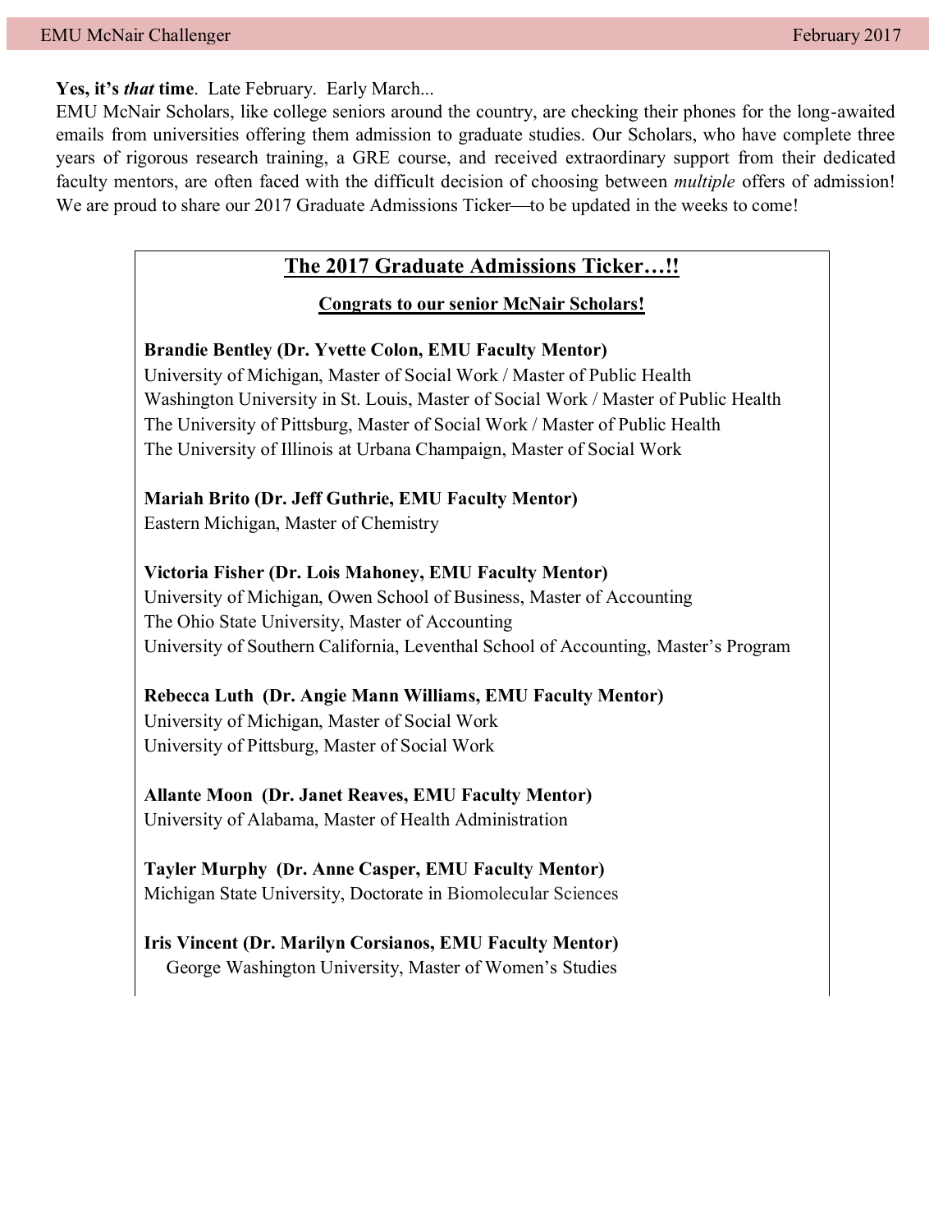**Yes, it's *that* time**. Late February. Early March...

EMU McNair Scholars, like college seniors around the country, are checking their phones for the long-awaited emails from universities offering them admission to graduate studies. Our Scholars, who have complete three years of rigorous research training, a GRE course, and received extraordinary support from their dedicated faculty mentors, are often faced with the difficult decision of choosing between *multiple* offers of admission! We are proud to share our 2017 Graduate Admissions Ticker—to be updated in the weeks to come!

## The 2017 Graduate Admissions Ticker…!!

**Congrats to our senior McNair Scholars!**

**Brandie Bentley (Dr. Yvette Colon, EMU Faculty Mentor)**
University of Michigan, Master of Social Work / Master of Public Health
Washington University in St. Louis, Master of Social Work / Master of Public Health
The University of Pittsburg, Master of Social Work / Master of Public Health
The University of Illinois at Urbana Champaign, Master of Social Work

**Mariah Brito (Dr. Jeff Guthrie, EMU Faculty Mentor)**
Eastern Michigan, Master of Chemistry

**Victoria Fisher (Dr. Lois Mahoney, EMU Faculty Mentor)**
University of Michigan, Owen School of Business, Master of Accounting
The Ohio State University, Master of Accounting
University of Southern California, Leventhal School of Accounting, Master's Program

**Rebecca Luth (Dr. Angie Mann Williams, EMU Faculty Mentor)**
University of Michigan, Master of Social Work
University of Pittsburg, Master of Social Work

**Allante Moon (Dr. Janet Reaves, EMU Faculty Mentor)**
University of Alabama, Master of Health Administration

**Tayler Murphy (Dr. Anne Casper, EMU Faculty Mentor)**
Michigan State University, Doctorate in Biomolecular Sciences

**Iris Vincent (Dr. Marilyn Corsianos, EMU Faculty Mentor)**
George Washington University, Master of Women's Studies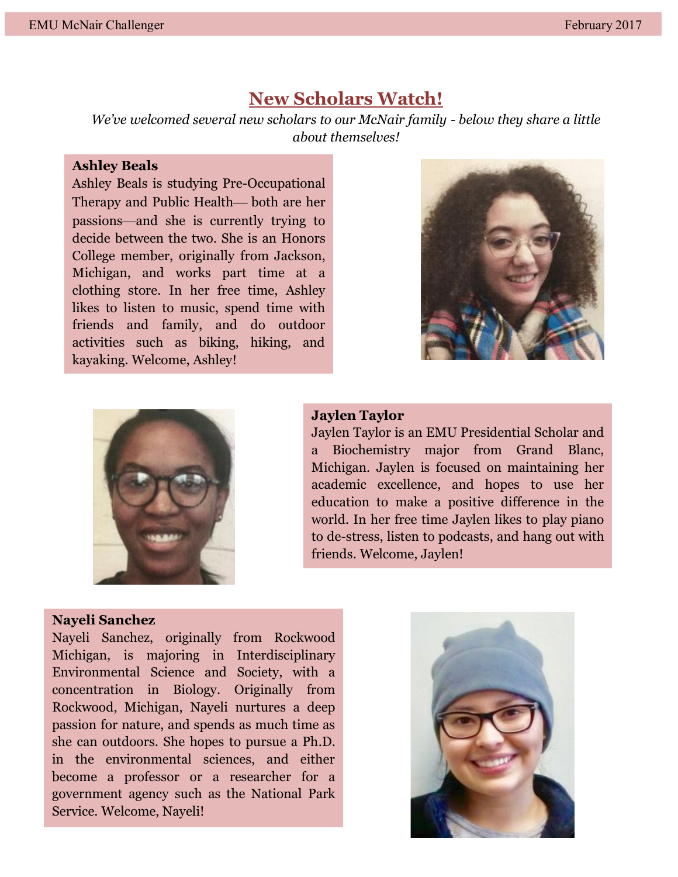## New Scholars Watch!

*We've welcomed several new scholars to our McNair family - below they share a little about themselves!*

**Ashley Beals**

Ashley Beals is studying Pre-Occupational Therapy and Public Health— both are her passions—and she is currently trying to decide between the two. She is an Honors College member, originally from Jackson, Michigan, and works part time at a clothing store. In her free time, Ashley likes to listen to music, spend time with friends and family, and do outdoor activities such as biking, hiking, and kayaking. Welcome, Ashley!

**Jaylen Taylor**

Jaylen Taylor is an EMU Presidential Scholar and a Biochemistry major from Grand Blanc, Michigan. Jaylen is focused on maintaining her academic excellence, and hopes to use her education to make a positive difference in the world. In her free time Jaylen likes to play piano to de-stress, listen to podcasts, and hang out with friends. Welcome, Jaylen!

**Nayeli Sanchez**

Nayeli Sanchez, originally from Rockwood Michigan, is majoring in Interdisciplinary Environmental Science and Society, with a concentration in Biology. Originally from Rockwood, Michigan, Nayeli nurtures a deep passion for nature, and spends as much time as she can outdoors. She hopes to pursue a Ph.D. in the environmental sciences, and either become a professor or a researcher for a government agency such as the National Park Service. Welcome, Nayeli!